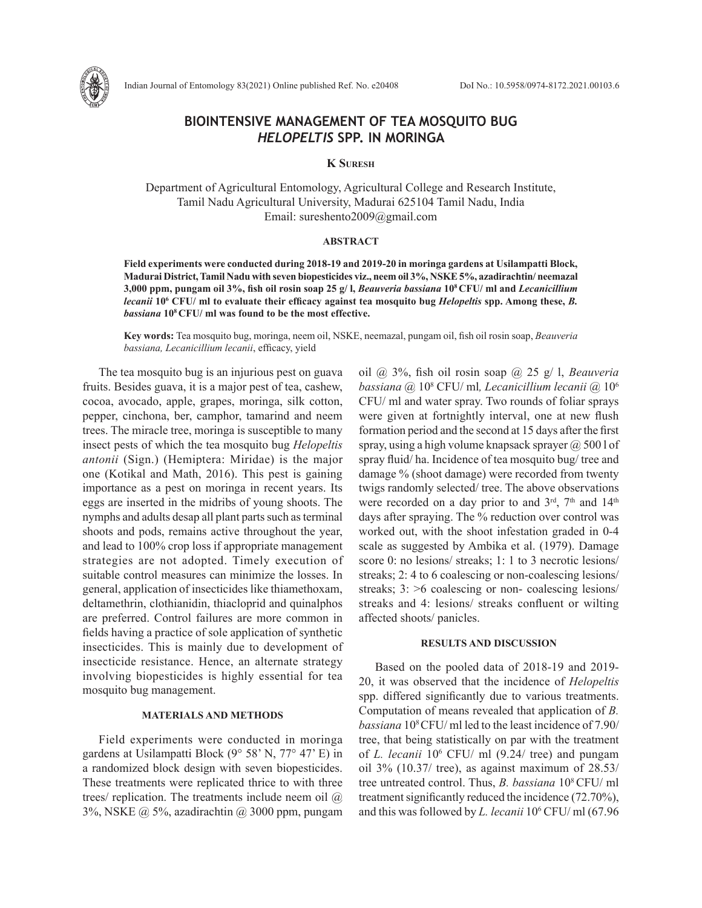# BIOINTENSIVE MANAGEMENT OF TEA MOSQUITO BUG *HELOPELTIS* SPP. IN MORINGA

**K Suresh**

Department of Agricultural Entomology, Agricultural College and Research Institute, Tamil Nadu Agricultural University, Madurai 625104 Tamil Nadu, India
Email: sureshento2009@gmail.com

## ABSTRACT

**Field experiments were conducted during 2018-19 and 2019-20 in moringa gardens at Usilampatti Block, Madurai District, Tamil Nadu with seven biopesticides viz., neem oil 3%, NSKE 5%, azadirachtin/ neemazal 3,000 ppm, pungam oil 3%, fish oil rosin soap 25 g/ l, *Beauveria bassiana* $10^8$ CFU/ ml and *Lecanicillium lecanii* $10^6$ CFU/ ml to evaluate their efficacy against tea mosquito bug *Helopeltis* spp. Among these, *B. bassiana* $10^8$ CFU/ ml was found to be the most effective.**

**Key words:** Tea mosquito bug, moringa, neem oil, NSKE, neemazal, pungam oil, fish oil rosin soap, *Beauveria bassiana, Lecanicillium lecanii*, efficacy, yield

The tea mosquito bug is an injurious pest on guava fruits. Besides guava, it is a major pest of tea, cashew, cocoa, avocado, apple, grapes, moringa, silk cotton, pepper, cinchona, ber, camphor, tamarind and neem trees. The miracle tree, moringa is susceptible to many insect pests of which the tea mosquito bug *Helopeltis antonii* (Sign.) (Hemiptera: Miridae) is the major one (Kotikal and Math, 2016). This pest is gaining importance as a pest on moringa in recent years. Its eggs are inserted in the midribs of young shoots. The nymphs and adults desap all plant parts such as terminal shoots and pods, remains active throughout the year, and lead to 100% crop loss if appropriate management strategies are not adopted. Timely execution of suitable control measures can minimize the losses. In general, application of insecticides like thiamethoxam, deltamethrin, clothianidin, thiacloprid and quinalphos are preferred. Control failures are more common in fields having a practice of sole application of synthetic insecticides. This is mainly due to development of insecticide resistance. Hence, an alternate strategy involving biopesticides is highly essential for tea mosquito bug management.

## MATERIALS AND METHODS

Field experiments were conducted in moringa gardens at Usilampatti Block (9° 58' N, 77° 47' E) in a randomized block design with seven biopesticides. These treatments were replicated thrice to with three trees/ replication. The treatments include neem oil @ 3%, NSKE @ 5%, azadirachtin @ 3000 ppm, pungam oil @ 3%, fish oil rosin soap @ 25 g/ l, *Beauveria bassiana* @ $10^8$ CFU/ ml*, Lecanicillium lecanii* @ $10^6$ CFU/ ml and water spray. Two rounds of foliar sprays were given at fortnightly interval, one at new flush formation period and the second at 15 days after the first spray, using a high volume knapsack sprayer @ 500 l of spray fluid/ ha. Incidence of tea mosquito bug/ tree and damage % (shoot damage) were recorded from twenty twigs randomly selected/ tree. The above observations were recorded on a day prior to and 3rd, 7th and 14th days after spraying. The % reduction over control was worked out, with the shoot infestation graded in 0-4 scale as suggested by Ambika et al. (1979). Damage score 0: no lesions/ streaks; 1: 1 to 3 necrotic lesions/ streaks; 2: 4 to 6 coalescing or non-coalescing lesions/ streaks; 3: >6 coalescing or non- coalescing lesions/ streaks and 4: lesions/ streaks confluent or wilting affected shoots/ panicles.

## RESULTS AND DISCUSSION

Based on the pooled data of 2018-19 and 2019-20, it was observed that the incidence of *Helopeltis* spp. differed significantly due to various treatments. Computation of means revealed that application of *B. bassiana* $10^8$ CFU/ ml led to the least incidence of 7.90/ tree, that being statistically on par with the treatment of *L. lecanii* $10^6$ CFU/ ml (9.24/ tree) and pungam oil 3% (10.37/ tree), as against maximum of 28.53/ tree untreated control. Thus, *B. bassiana* $10^8$ CFU/ ml treatment significantly reduced the incidence (72.70%), and this was followed by *L. lecanii* $10^6$ CFU/ ml (67.96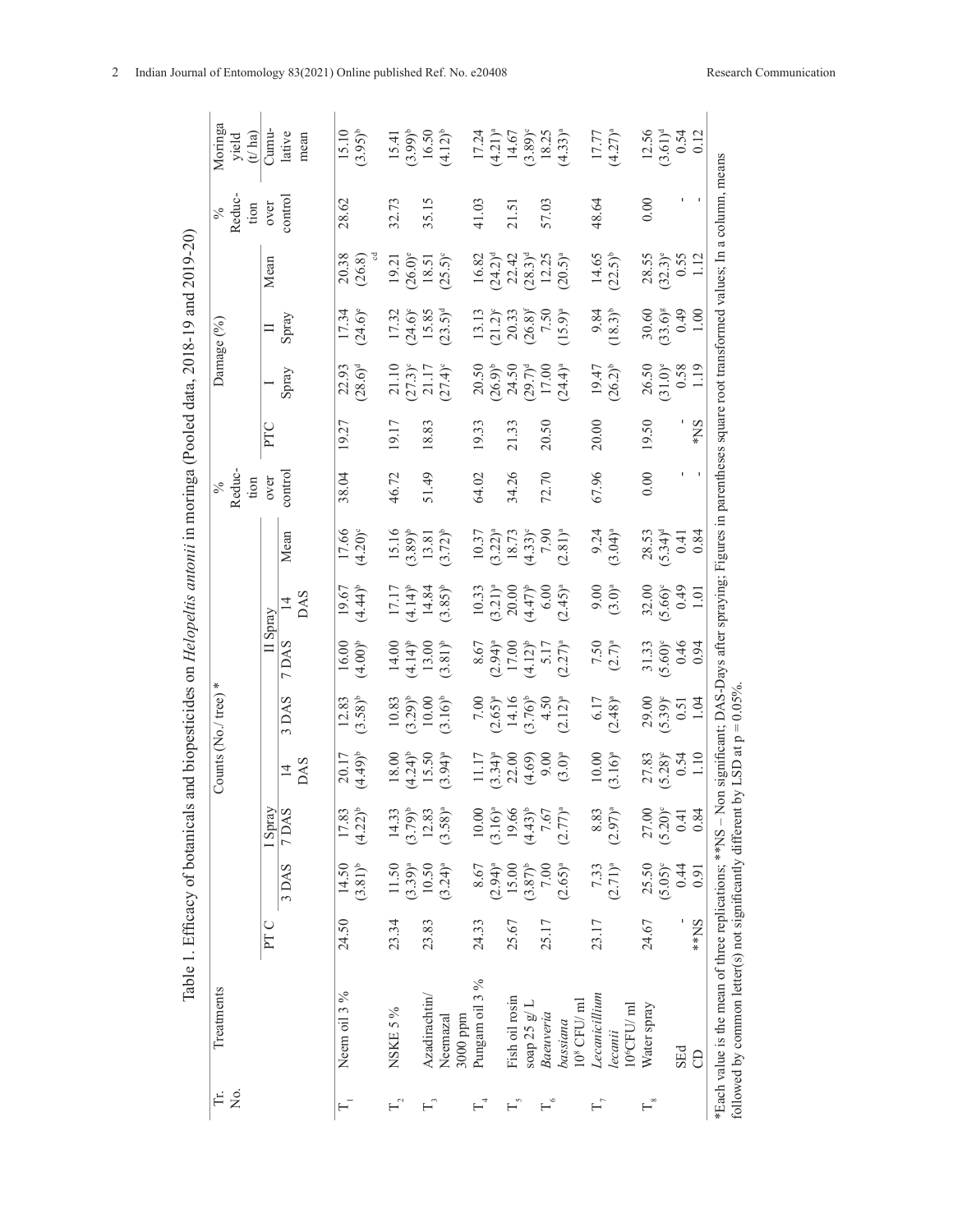Table 1. Efficacy of botanicals and biopesticides on *Helopeltis antonii* in moringa (Pooled data, 2018-19 and 2019-20)

| Tr. No. | Treatments | Counts (No./ tree) * | | | | | | | | % Reduction over control | Damage (%) | | | | % Reduction over control | Moringa yield (t/ ha) |
|---|---|---|---|---|---|---|---|---|---|---|---|---|---|---|---|---|
| | | PT C | I Spray | | | II Spray | | | | | PTC | I | II | Mean | | Cumulative mean |
| | | | 3 DAS | 7 DAS | 14 DAS | 3 DAS | 7 DAS | 14 DAS | Mean | | | Spray | Spray | | | |
| T[1] | Neem oil 3 % | 24.50 | 14.50 (3.81)[b] | 17.83 (4.22)[b] | 20.17 (4.49)[b] | 12.83 (3.58)[b] | 16.00 (4.00)[b] | 19.67 (4.44)[b] | 17.66 (4.20)[c] | 38.04 | 19.27 | 22.93 (28.6)[d] | 17.34 (24.6)[c] | 20.38 (26.8)[cd] | 28.62 | 15.10 (3.95)[b] |
| T[2] | NSKE 5 % | 23.34 | 11.50 (3.39)[a] | 14.33 (3.79)[b] | 18.00 (4.24)[b] | 10.83 (3.29)[b] | 14.00 (4.14)[b] | 17.17 (4.14)[b] | 15.16 (3.89)[b] | 46.72 | 19.17 | 21.10 (27.3)[c] | 17.32 (24.6)[c] | 19.21 (26.0)[c] | 32.73 | 15.41 (3.99)[b] |
| T[3] | Azadirachtin/ Neemazal 3000 ppm | 23.83 | 10.50 (3.24)[a] | 12.83 (3.58)[a] | 15.50 (3.94)[a] | 10.00 (3.16)[b] | 13.00 (3.81)[b] | 14.84 (3.85)[b] | 13.81 (3.72)[b] | 51.49 | 18.83 | 21.17 (27.4)[c] | 15.85 (23.5)[d] | 18.51 (25.5)[c] | 35.15 | 16.50 (4.12)[b] |
| T[4] | Pungam oil 3 % | 24.33 | 8.67 (2.94)[a] | 10.00 (3.16)[a] | 11.17 (3.34)[a] | 7.00 (2.65)[a] | 8.67 (2.94)[a] | 10.33 (3.21)[a] | 10.37 (3.22)[a] | 64.02 | 19.33 | 20.50 (26.9)[b] | 13.13 (21.2)[c] | 16.82 (24.2)[d] | 41.03 | 17.24 (4.21)[a] |
| T[5] | Fish oil rosin soap 25 g/ L | 25.67 | 15.00 (3.87)[b] | 19.66 (4.43)[b] | 22.00 (4.69) | 14.16 (3.76)[b] | 17.00 (4.12)[b] | 20.00 (4.47)[b] | 18.73 (4.33)[c] | 34.26 | 21.33 | 24.50 (29.7)[d] | 20.33 (26.8)[f] | 22.42 (28.3)[d] | 21.51 | 14.67 (3.89)[c] |
| T[6] | *Baeuveria bassiana* $10^8$ CFU/ ml | 25.17 | 7.00 (2.65)[a] | 7.67 (2.77)[a] | 9.00 (3.0)[a] | 4.50 (2.12)[a] | 5.17 (2.27)[a] | 6.00 (2.45)[a] | 7.90 (2.81)[a] | 72.70 | 20.50 | 17.00 (24.4)[a] | 7.50 (15.9)[a] | 12.25 (20.5)[a] | 57.03 | 18.25 (4.33)[a] |
| T[7] | *Lecanicillium lecanii* $10^8$CFU/ ml | 23.17 | 7.33 (2.71)[a] | 8.83 (2.97)[a] | 10.00 (3.16)[a] | 6.17 (2.48)[a] | 7.50 (2.7)[a] | 9.00 (3.0)[a] | 9.24 (3.04)[a] | 67.96 | 20.00 | 19.47 (26.2)[b] | 9.84 (18.3)[b] | 14.65 (22.5)[b] | 48.64 | 17.77 (4.27)[a] |
| T[8] | Water spray | 24.67 | 25.50 (5.05)[c] | 27.00 (5.20)[c] | 27.83 (5.28)[c] | 29.00 (5.39)[c] | 31.33 (5.60)[c] | 32.00 (5.66)[c] | 28.53 (5.34)[d] | 0.00 | 19.50 | 26.50 (31.0)[e] | 30.60 (33.6)[g] | 28.55 (32.3)[e] | 0.00 | 12.56 (3.61)[d] |
| | SEd | - | 0.44 | 0.41 | 0.54 | 0.51 | 0.46 | 0.49 | 0.41 | - | - | 0.58 | 0.49 | 0.55 | - | 0.54 |
| | CD | **NS | 0.91 | 0.84 | 1.10 | 1.04 | 0.94 | 1.01 | 0.84 | - | *NS | 1.19 | 1.00 | 1.12 | - | 0.12 |

*Each value is the mean of three replications; **NS – Non significant; DAS-Days after spraying; Figures in parentheses square root transformed values; In a column, means followed by common letter(s) not significantly different by LSD at p = 0.05%.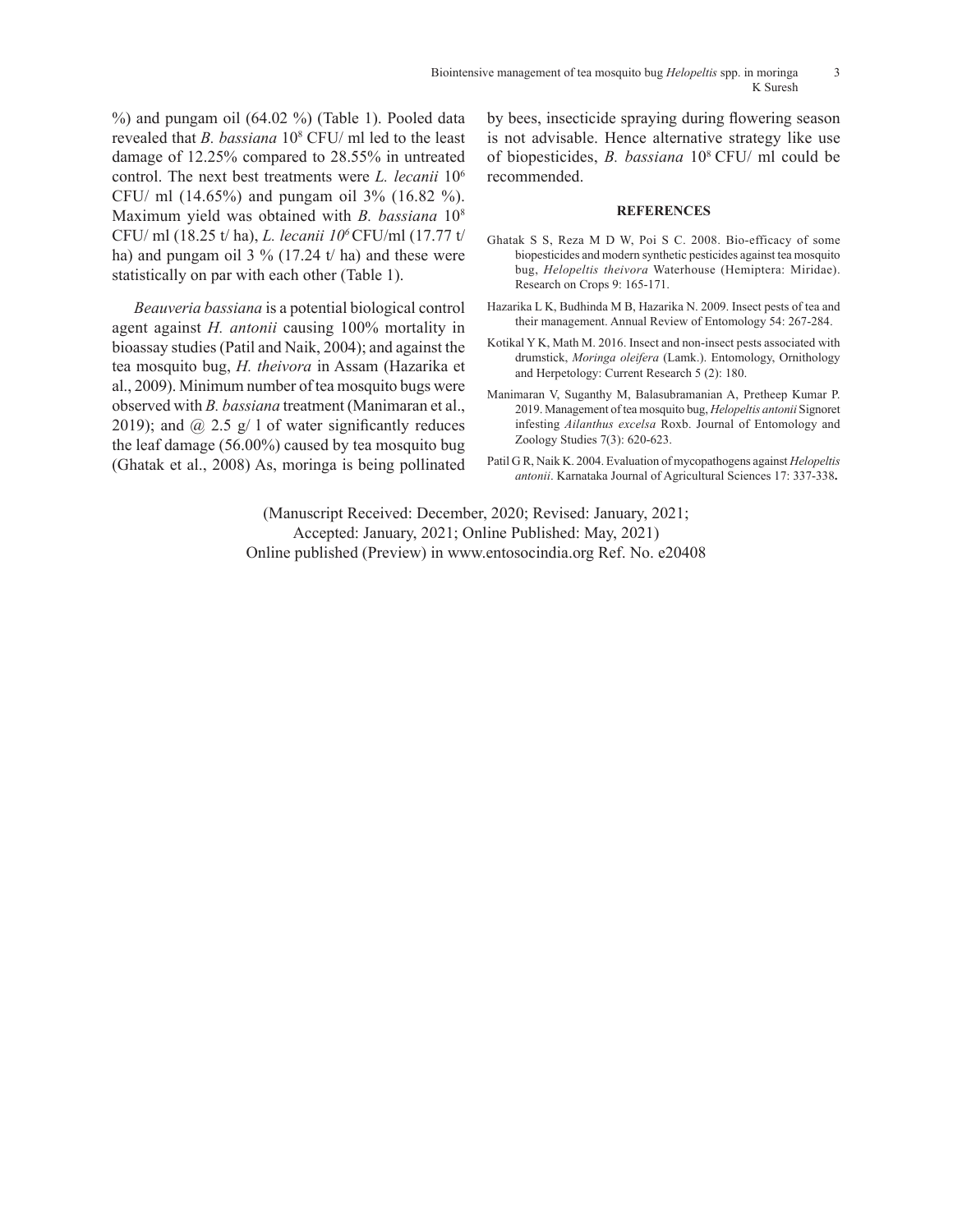%) and pungam oil (64.02 %) (Table 1). Pooled data revealed that *B. bassiana* $10^8$ CFU/ ml led to the least damage of 12.25% compared to 28.55% in untreated control. The next best treatments were *L. lecanii* $10^6$ CFU/ ml (14.65%) and pungam oil 3% (16.82 %). Maximum yield was obtained with *B. bassiana* $10^8$ CFU/ ml (18.25 t/ ha), *L. lecanii* $10^6$ CFU/ml (17.77 t/ ha) and pungam oil 3 % (17.24 t/ ha) and these were statistically on par with each other (Table 1).

*Beauveria bassiana* is a potential biological control agent against *H. antonii* causing 100% mortality in bioassay studies (Patil and Naik, 2004); and against the tea mosquito bug, *H. theivora* in Assam (Hazarika et al., 2009). Minimum number of tea mosquito bugs were observed with *B. bassiana* treatment (Manimaran et al., 2019); and @ 2.5 g/ l of water significantly reduces the leaf damage (56.00%) caused by tea mosquito bug (Ghatak et al., 2008) As, moringa is being pollinated by bees, insecticide spraying during flowering season is not advisable. Hence alternative strategy like use of biopesticides, *B. bassiana* $10^8$ CFU/ ml could be recommended.

## REFERENCES

Ghatak S S, Reza M D W, Poi S C. 2008. Bio-efficacy of some biopesticides and modern synthetic pesticides against tea mosquito bug, *Helopeltis theivora* Waterhouse (Hemiptera: Miridae). Research on Crops 9: 165-171.

Hazarika L K, Budhinda M B, Hazarika N. 2009. Insect pests of tea and their management. Annual Review of Entomology 54: 267-284.

Kotikal Y K, Math M. 2016. Insect and non-insect pests associated with drumstick, *Moringa oleifera* (Lamk.). Entomology, Ornithology and Herpetology: Current Research 5 (2): 180.

Manimaran V, Suganthy M, Balasubramanian A, Pretheep Kumar P. 2019. Management of tea mosquito bug, *Helopeltis antonii* Signoret infesting *Ailanthus excelsa* Roxb. Journal of Entomology and Zoology Studies 7(3): 620-623.

Patil G R, Naik K. 2004. Evaluation of mycopathogens against *Helopeltis antonii*. Karnataka Journal of Agricultural Sciences 17: 337-338.

(Manuscript Received: December, 2020; Revised: January, 2021; Accepted: January, 2021; Online Published: May, 2021)
Online published (Preview) in www.entosocindia.org Ref. No. e20408